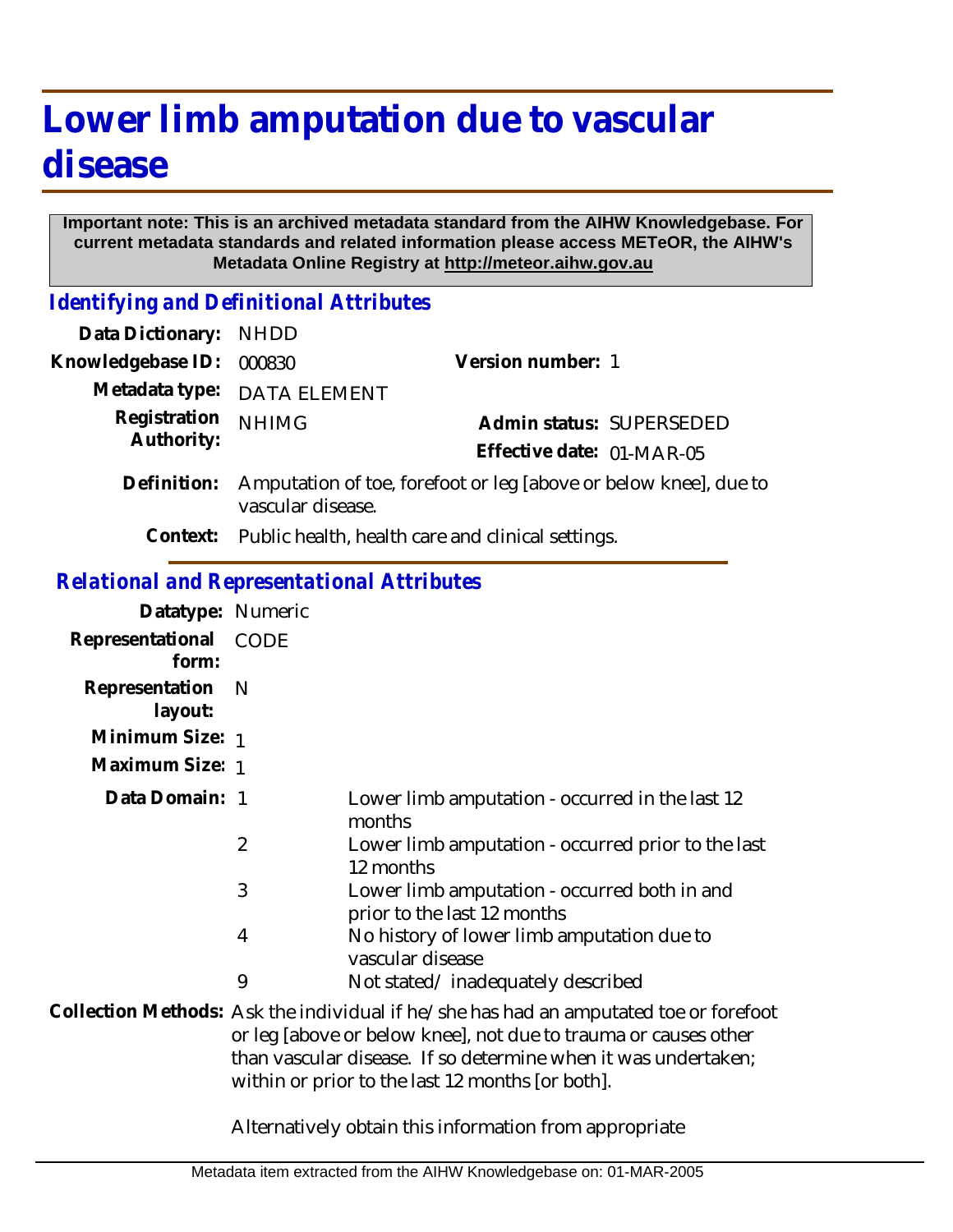# Lower limb amputation due to vascular disease

**Important note: This is an archived metadata standard from the AIHW Knowledgebase. For current metadata standards and related information please access METeOR, the AIHW's Metadata Online Registry at http://meteor.aihw.gov.au**

## *Identifying and Definitional Attributes*

**Data Dictionary:** NHDD

**Knowledgebase ID:** 000830

**Version number:** 1

**Metadata type:** DATA ELEMENT

**Registration Authority:** NHIMG

**Admin status:** SUPERSEDED

**Effective date:** 01-MAR-05

**Definition:** Amputation of toe, forefoot or leg [above or below knee], due to vascular disease.

**Context:** Public health, health care and clinical settings.

## *Relational and Representational Attributes*

**Datatype:** Numeric

**Representational form:** CODE

**Representation layout:** N

**Minimum Size:** 1

**Maximum Size:** 1

**Data Domain:**

| Code | Description |
| --- | --- |
| 1 | Lower limb amputation - occurred in the last 12 months |
| 2 | Lower limb amputation - occurred prior to the last 12 months |
| 3 | Lower limb amputation - occurred both in and prior to the last 12 months |
| 4 | No history of lower limb amputation due to vascular disease |
| 9 | Not stated/ inadequately described |

**Collection Methods:** Ask the individual if he/she has had an amputated toe or forefoot or leg [above or below knee], not due to trauma or causes other than vascular disease. If so determine when it was undertaken; within or prior to the last 12 months [or both].

Alternatively obtain this information from appropriate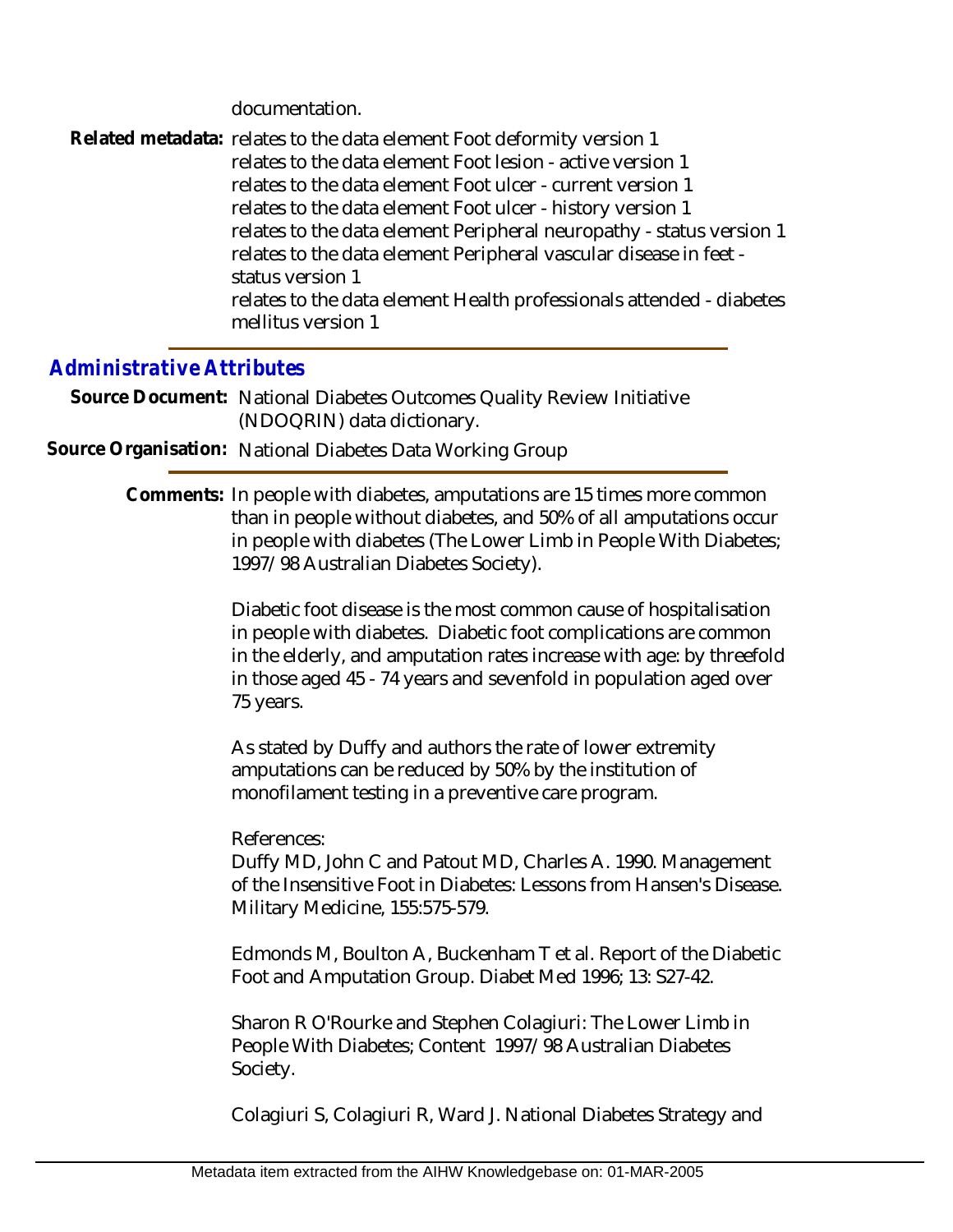documentation.

**Related metadata:** relates to the data element Foot deformity version 1
relates to the data element Foot lesion - active version 1
relates to the data element Foot ulcer - current version 1
relates to the data element Foot ulcer - history version 1
relates to the data element Peripheral neuropathy - status version 1
relates to the data element Peripheral vascular disease in feet - status version 1
relates to the data element Health professionals attended - diabetes mellitus version 1

## Administrative Attributes

**Source Document:** National Diabetes Outcomes Quality Review Initiative (NDOQRIN) data dictionary.

**Source Organisation:** National Diabetes Data Working Group

**Comments:** In people with diabetes, amputations are 15 times more common than in people without diabetes, and 50% of all amputations occur in people with diabetes (The Lower Limb in People With Diabetes; 1997/98 Australian Diabetes Society).

Diabetic foot disease is the most common cause of hospitalisation in people with diabetes. Diabetic foot complications are common in the elderly, and amputation rates increase with age: by threefold in those aged 45 - 74 years and sevenfold in population aged over 75 years.

As stated by Duffy and authors the rate of lower extremity amputations can be reduced by 50% by the institution of monofilament testing in a preventive care program.

References:

Duffy MD, John C and Patout MD, Charles A. 1990. Management of the Insensitive Foot in Diabetes: Lessons from Hansen's Disease. Military Medicine, 155:575-579.

Edmonds M, Boulton A, Buckenham T et al. Report of the Diabetic Foot and Amputation Group. Diabet Med 1996; 13: S27-42.

Sharon R O'Rourke and Stephen Colagiuri: The Lower Limb in People With Diabetes; Content 1997/98 Australian Diabetes Society.

Colagiuri S, Colagiuri R, Ward J. National Diabetes Strategy and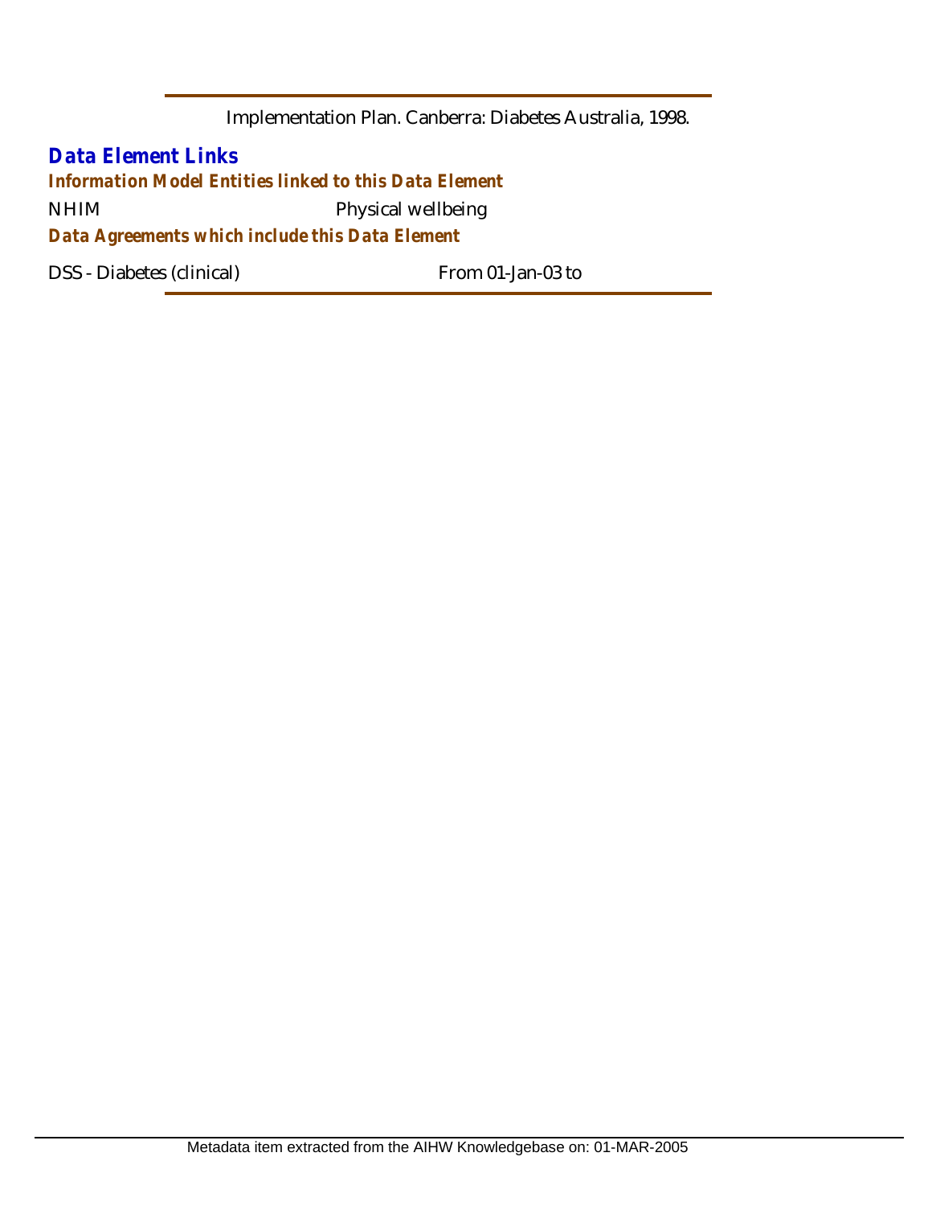Implementation Plan. Canberra: Diabetes Australia, 1998.

## Data Element Links

### *Information Model Entities linked to this Data Element*

| | |
|---|---|
| NHIM | Physical wellbeing |

### *Data Agreements which include this Data Element*

| | |
|---|---|
| DSS - Diabetes (clinical) | From 01-Jan-03 to |

Metadata item extracted from the AIHW Knowledgebase on: 01-MAR-2005